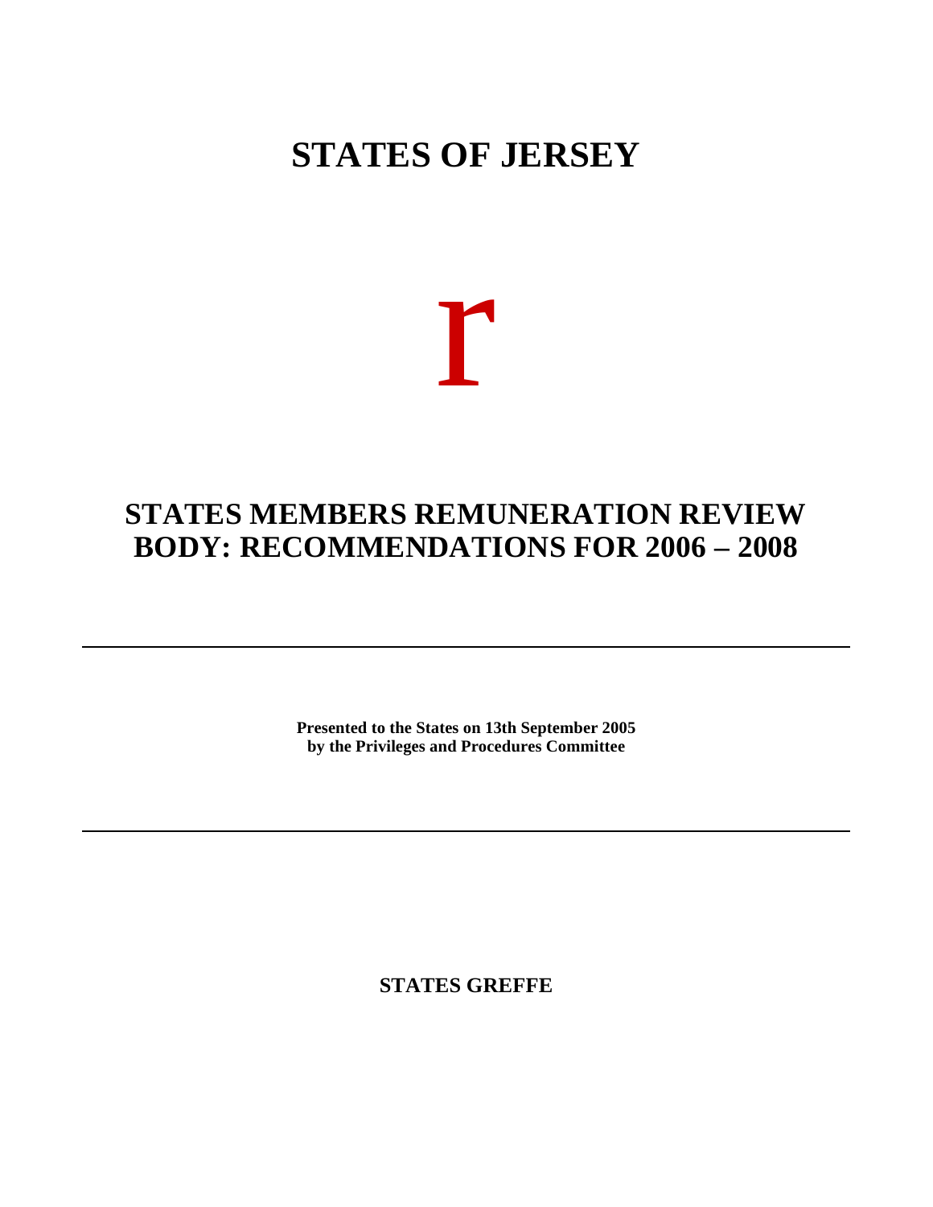# STATES OF JERSEY

r

# STATES MEMBERS REMUNERATION REVIEW BODY: RECOMMENDATIONS FOR 2006 – 2008

---

**Presented to the States on 13th September 2005**
**by the Privileges and Procedures Committee**

---

**STATES GREFFE**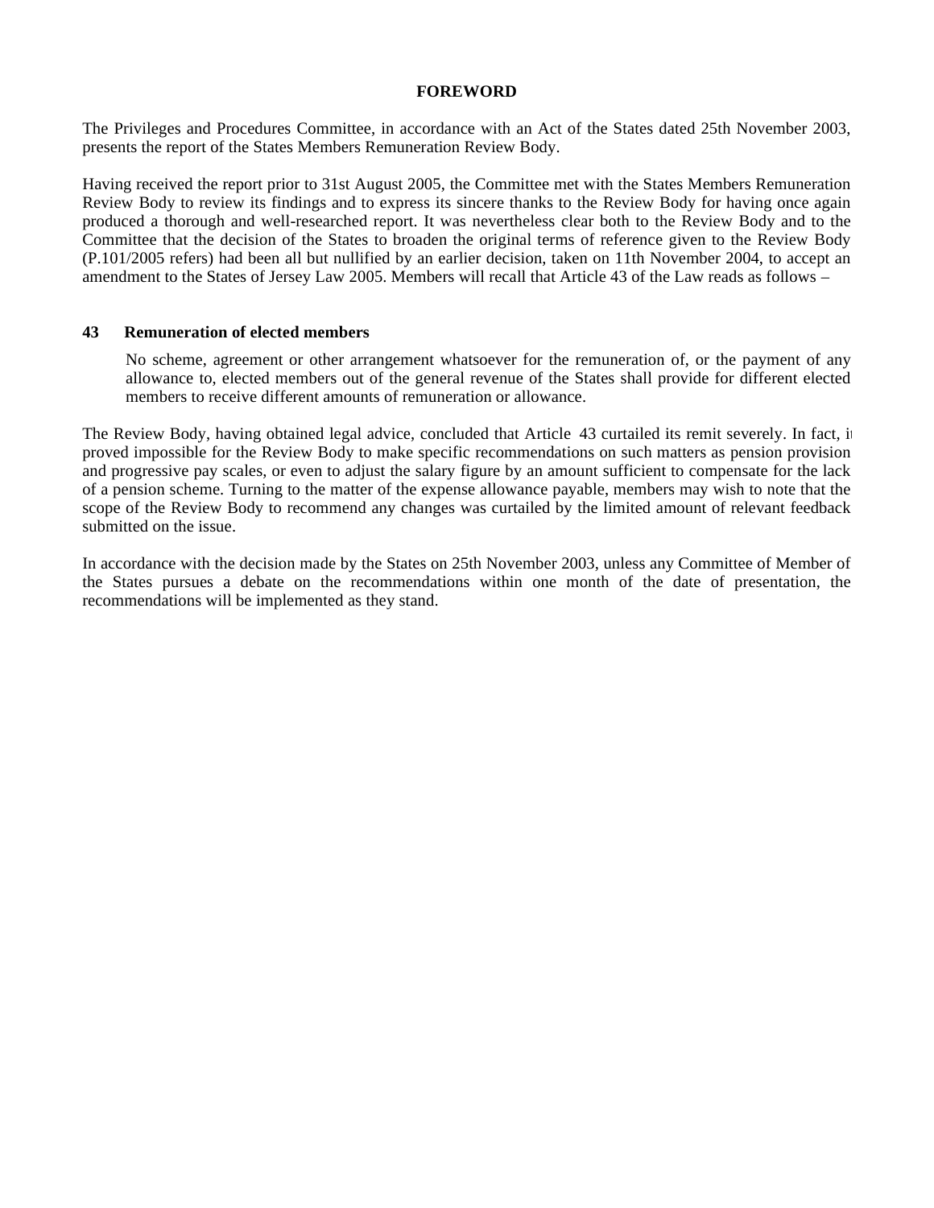# FOREWORD

The Privileges and Procedures Committee, in accordance with an Act of the States dated 25th November 2003, presents the report of the States Members Remuneration Review Body.

Having received the report prior to 31st August 2005, the Committee met with the States Members Remuneration Review Body to review its findings and to express its sincere thanks to the Review Body for having once again produced a thorough and well-researched report. It was nevertheless clear both to the Review Body and to the Committee that the decision of the States to broaden the original terms of reference given to the Review Body (P.101/2005 refers) had been all but nullified by an earlier decision, taken on 11th November 2004, to accept an amendment to the States of Jersey Law 2005. Members will recall that Article 43 of the Law reads as follows –

**43 Remuneration of elected members**

> No scheme, agreement or other arrangement whatsoever for the remuneration of, or the payment of any allowance to, elected members out of the general revenue of the States shall provide for different elected members to receive different amounts of remuneration or allowance.

The Review Body, having obtained legal advice, concluded that Article 43 curtailed its remit severely. In fact, it proved impossible for the Review Body to make specific recommendations on such matters as pension provision and progressive pay scales, or even to adjust the salary figure by an amount sufficient to compensate for the lack of a pension scheme. Turning to the matter of the expense allowance payable, members may wish to note that the scope of the Review Body to recommend any changes was curtailed by the limited amount of relevant feedback submitted on the issue.

In accordance with the decision made by the States on 25th November 2003, unless any Committee of Member of the States pursues a debate on the recommendations within one month of the date of presentation, the recommendations will be implemented as they stand.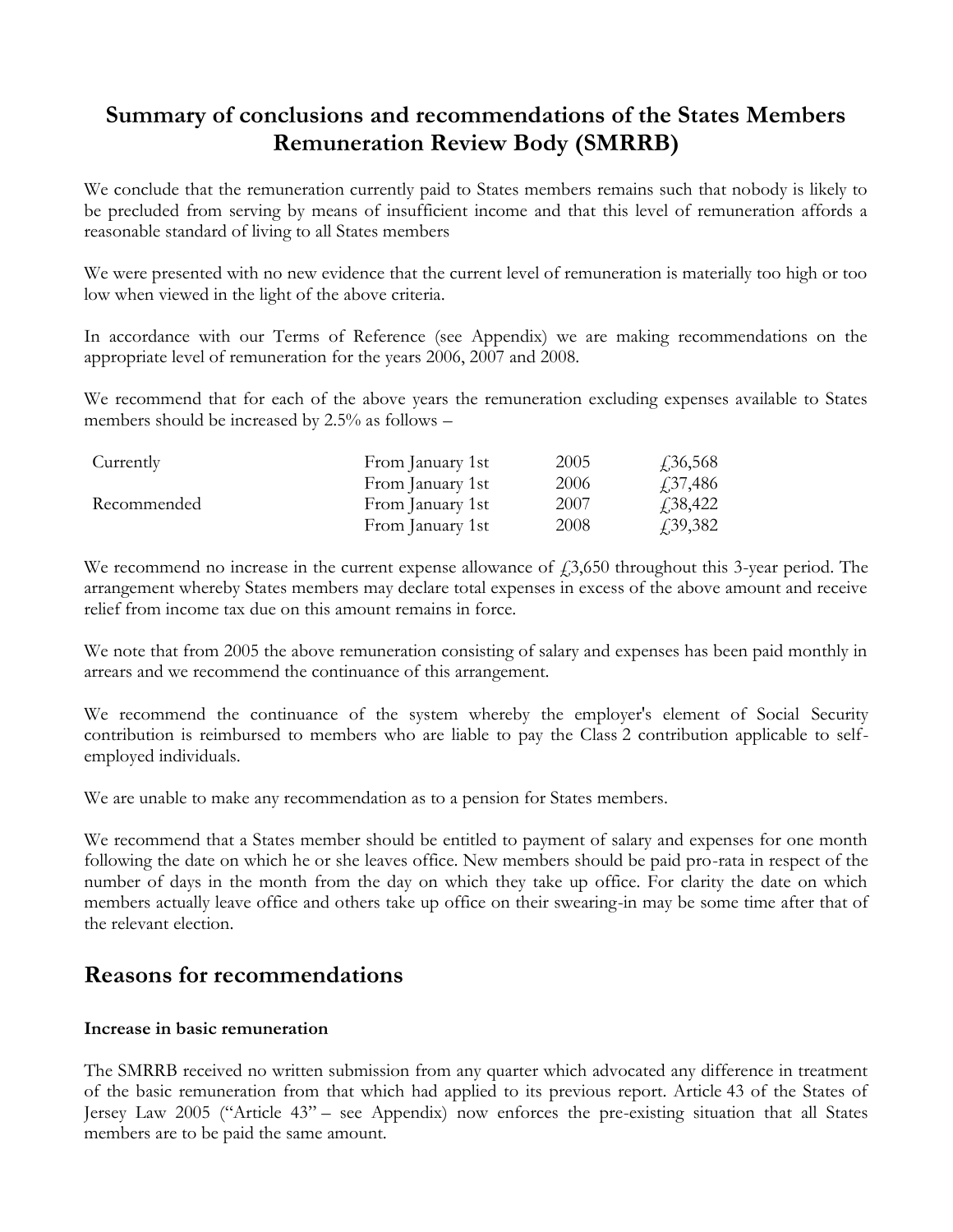## Summary of conclusions and recommendations of the States Members Remuneration Review Body (SMRRB)

We conclude that the remuneration currently paid to States members remains such that nobody is likely to be precluded from serving by means of insufficient income and that this level of remuneration affords a reasonable standard of living to all States members

We were presented with no new evidence that the current level of remuneration is materially too high or too low when viewed in the light of the above criteria.

In accordance with our Terms of Reference (see Appendix) we are making recommendations on the appropriate level of remuneration for the years 2006, 2007 and 2008.

We recommend that for each of the above years the remuneration excluding expenses available to States members should be increased by 2.5% as follows –

| | | | |
|---|---|---|---|
| Currently | From January 1st | 2005 | £36,568 |
| | From January 1st | 2006 | £37,486 |
| Recommended | From January 1st | 2007 | £38,422 |
| | From January 1st | 2008 | £39,382 |

We recommend no increase in the current expense allowance of £3,650 throughout this 3-year period. The arrangement whereby States members may declare total expenses in excess of the above amount and receive relief from income tax due on this amount remains in force.

We note that from 2005 the above remuneration consisting of salary and expenses has been paid monthly in arrears and we recommend the continuance of this arrangement.

We recommend the continuance of the system whereby the employer's element of Social Security contribution is reimbursed to members who are liable to pay the Class 2 contribution applicable to self-employed individuals.

We are unable to make any recommendation as to a pension for States members.

We recommend that a States member should be entitled to payment of salary and expenses for one month following the date on which he or she leaves office. New members should be paid pro-rata in respect of the number of days in the month from the day on which they take up office. For clarity the date on which members actually leave office and others take up office on their swearing-in may be some time after that of the relevant election.

## Reasons for recommendations

### Increase in basic remuneration

The SMRRB received no written submission from any quarter which advocated any difference in treatment of the basic remuneration from that which had applied to its previous report. Article 43 of the States of Jersey Law 2005 ("Article 43" – see Appendix) now enforces the pre-existing situation that all States members are to be paid the same amount.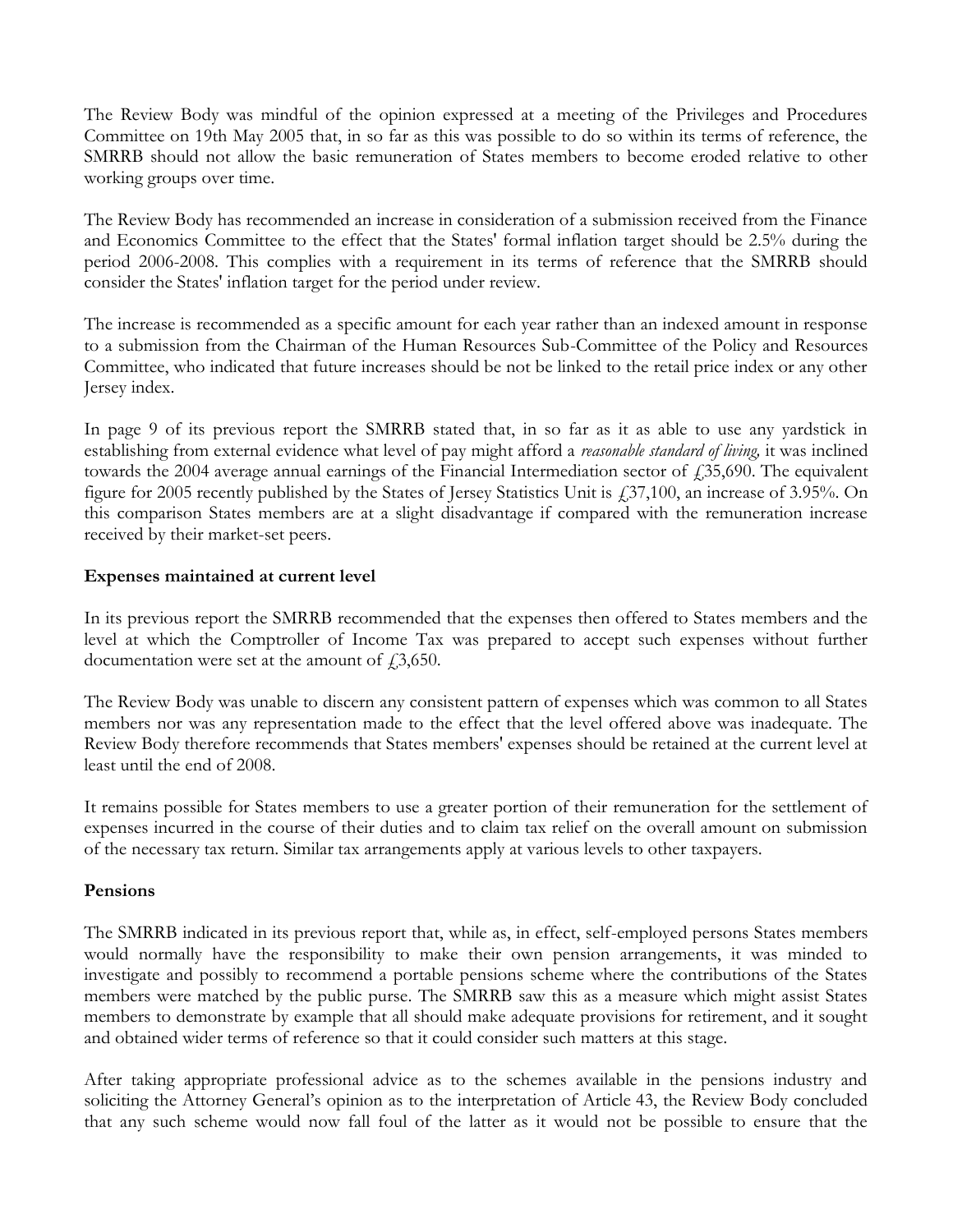The Review Body was mindful of the opinion expressed at a meeting of the Privileges and Procedures Committee on 19th May 2005 that, in so far as this was possible to do so within its terms of reference, the SMRRB should not allow the basic remuneration of States members to become eroded relative to other working groups over time.

The Review Body has recommended an increase in consideration of a submission received from the Finance and Economics Committee to the effect that the States' formal inflation target should be 2.5% during the period 2006-2008. This complies with a requirement in its terms of reference that the SMRRB should consider the States' inflation target for the period under review.

The increase is recommended as a specific amount for each year rather than an indexed amount in response to a submission from the Chairman of the Human Resources Sub-Committee of the Policy and Resources Committee, who indicated that future increases should be not be linked to the retail price index or any other Jersey index.

In page 9 of its previous report the SMRRB stated that, in so far as it as able to use any yardstick in establishing from external evidence what level of pay might afford a *reasonable standard of living,* it was inclined towards the 2004 average annual earnings of the Financial Intermediation sector of £35,690. The equivalent figure for 2005 recently published by the States of Jersey Statistics Unit is £37,100, an increase of 3.95%. On this comparison States members are at a slight disadvantage if compared with the remuneration increase received by their market-set peers.

**Expenses maintained at current level**

In its previous report the SMRRB recommended that the expenses then offered to States members and the level at which the Comptroller of Income Tax was prepared to accept such expenses without further documentation were set at the amount of £3,650.

The Review Body was unable to discern any consistent pattern of expenses which was common to all States members nor was any representation made to the effect that the level offered above was inadequate. The Review Body therefore recommends that States members' expenses should be retained at the current level at least until the end of 2008.

It remains possible for States members to use a greater portion of their remuneration for the settlement of expenses incurred in the course of their duties and to claim tax relief on the overall amount on submission of the necessary tax return. Similar tax arrangements apply at various levels to other taxpayers.

**Pensions**

The SMRRB indicated in its previous report that, while as, in effect, self-employed persons States members would normally have the responsibility to make their own pension arrangements, it was minded to investigate and possibly to recommend a portable pensions scheme where the contributions of the States members were matched by the public purse. The SMRRB saw this as a measure which might assist States members to demonstrate by example that all should make adequate provisions for retirement, and it sought and obtained wider terms of reference so that it could consider such matters at this stage.

After taking appropriate professional advice as to the schemes available in the pensions industry and soliciting the Attorney General's opinion as to the interpretation of Article 43, the Review Body concluded that any such scheme would now fall foul of the latter as it would not be possible to ensure that the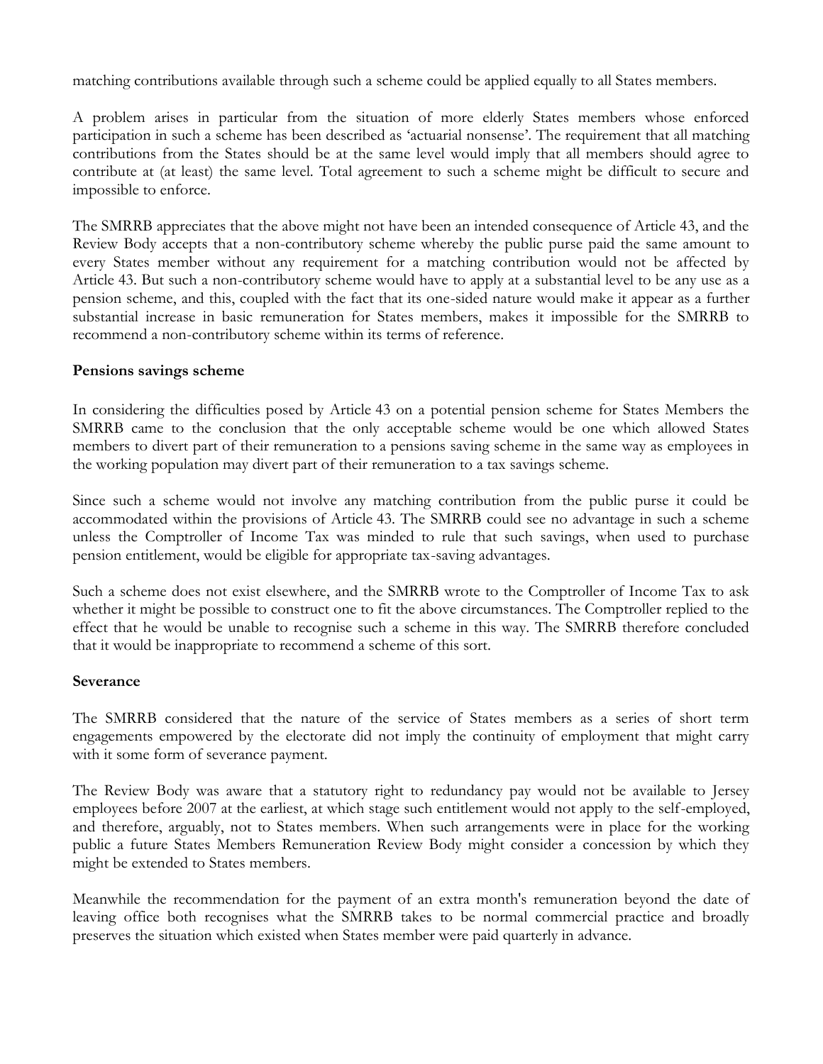matching contributions available through such a scheme could be applied equally to all States members.

A problem arises in particular from the situation of more elderly States members whose enforced participation in such a scheme has been described as 'actuarial nonsense'. The requirement that all matching contributions from the States should be at the same level would imply that all members should agree to contribute at (at least) the same level. Total agreement to such a scheme might be difficult to secure and impossible to enforce.

The SMRRB appreciates that the above might not have been an intended consequence of Article 43, and the Review Body accepts that a non-contributory scheme whereby the public purse paid the same amount to every States member without any requirement for a matching contribution would not be affected by Article 43. But such a non-contributory scheme would have to apply at a substantial level to be any use as a pension scheme, and this, coupled with the fact that its one-sided nature would make it appear as a further substantial increase in basic remuneration for States members, makes it impossible for the SMRRB to recommend a non-contributory scheme within its terms of reference.

**Pensions savings scheme**

In considering the difficulties posed by Article 43 on a potential pension scheme for States Members the SMRRB came to the conclusion that the only acceptable scheme would be one which allowed States members to divert part of their remuneration to a pensions saving scheme in the same way as employees in the working population may divert part of their remuneration to a tax savings scheme.

Since such a scheme would not involve any matching contribution from the public purse it could be accommodated within the provisions of Article 43. The SMRRB could see no advantage in such a scheme unless the Comptroller of Income Tax was minded to rule that such savings, when used to purchase pension entitlement, would be eligible for appropriate tax-saving advantages.

Such a scheme does not exist elsewhere, and the SMRRB wrote to the Comptroller of Income Tax to ask whether it might be possible to construct one to fit the above circumstances. The Comptroller replied to the effect that he would be unable to recognise such a scheme in this way. The SMRRB therefore concluded that it would be inappropriate to recommend a scheme of this sort.

**Severance**

The SMRRB considered that the nature of the service of States members as a series of short term engagements empowered by the electorate did not imply the continuity of employment that might carry with it some form of severance payment.

The Review Body was aware that a statutory right to redundancy pay would not be available to Jersey employees before 2007 at the earliest, at which stage such entitlement would not apply to the self-employed, and therefore, arguably, not to States members. When such arrangements were in place for the working public a future States Members Remuneration Review Body might consider a concession by which they might be extended to States members.

Meanwhile the recommendation for the payment of an extra month's remuneration beyond the date of leaving office both recognises what the SMRRB takes to be normal commercial practice and broadly preserves the situation which existed when States member were paid quarterly in advance.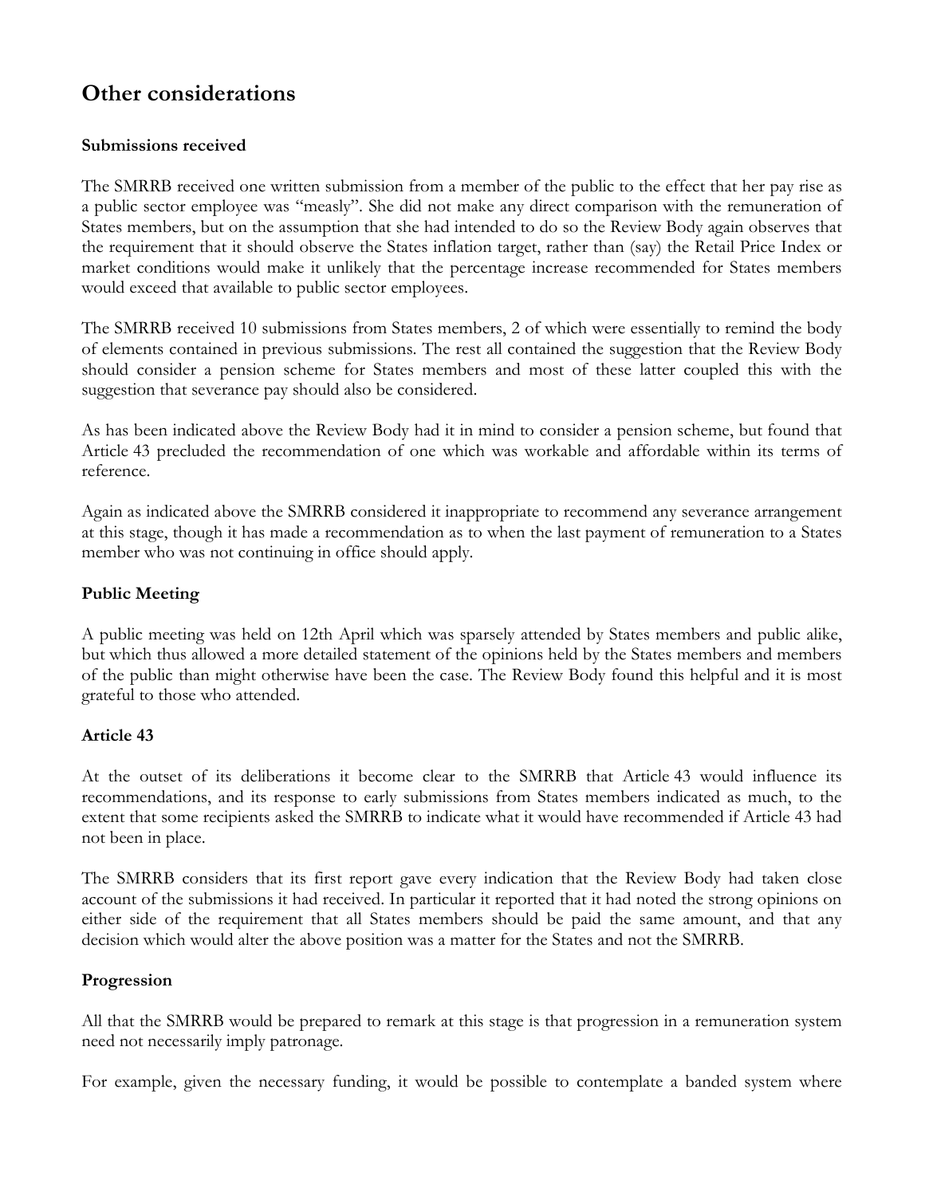## Other considerations

### Submissions received

The SMRRB received one written submission from a member of the public to the effect that her pay rise as a public sector employee was "measly". She did not make any direct comparison with the remuneration of States members, but on the assumption that she had intended to do so the Review Body again observes that the requirement that it should observe the States inflation target, rather than (say) the Retail Price Index or market conditions would make it unlikely that the percentage increase recommended for States members would exceed that available to public sector employees.

The SMRRB received 10 submissions from States members, 2 of which were essentially to remind the body of elements contained in previous submissions. The rest all contained the suggestion that the Review Body should consider a pension scheme for States members and most of these latter coupled this with the suggestion that severance pay should also be considered.

As has been indicated above the Review Body had it in mind to consider a pension scheme, but found that Article 43 precluded the recommendation of one which was workable and affordable within its terms of reference.

Again as indicated above the SMRRB considered it inappropriate to recommend any severance arrangement at this stage, though it has made a recommendation as to when the last payment of remuneration to a States member who was not continuing in office should apply.

### Public Meeting

A public meeting was held on 12th April which was sparsely attended by States members and public alike, but which thus allowed a more detailed statement of the opinions held by the States members and members of the public than might otherwise have been the case. The Review Body found this helpful and it is most grateful to those who attended.

### Article 43

At the outset of its deliberations it become clear to the SMRRB that Article 43 would influence its recommendations, and its response to early submissions from States members indicated as much, to the extent that some recipients asked the SMRRB to indicate what it would have recommended if Article 43 had not been in place.

The SMRRB considers that its first report gave every indication that the Review Body had taken close account of the submissions it had received. In particular it reported that it had noted the strong opinions on either side of the requirement that all States members should be paid the same amount, and that any decision which would alter the above position was a matter for the States and not the SMRRB.

### Progression

All that the SMRRB would be prepared to remark at this stage is that progression in a remuneration system need not necessarily imply patronage.

For example, given the necessary funding, it would be possible to contemplate a banded system where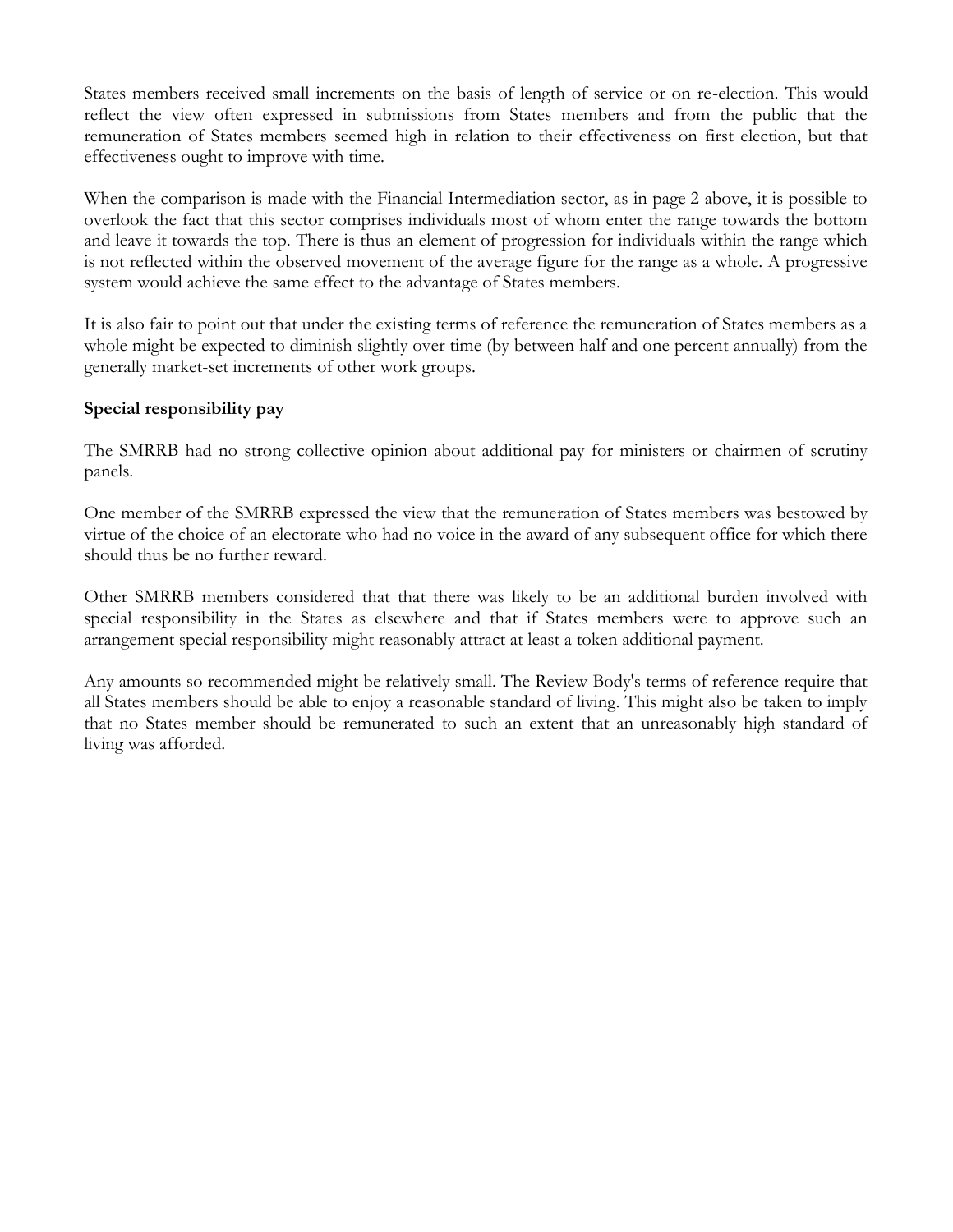States members received small increments on the basis of length of service or on re-election. This would reflect the view often expressed in submissions from States members and from the public that the remuneration of States members seemed high in relation to their effectiveness on first election, but that effectiveness ought to improve with time.

When the comparison is made with the Financial Intermediation sector, as in page 2 above, it is possible to overlook the fact that this sector comprises individuals most of whom enter the range towards the bottom and leave it towards the top. There is thus an element of progression for individuals within the range which is not reflected within the observed movement of the average figure for the range as a whole. A progressive system would achieve the same effect to the advantage of States members.

It is also fair to point out that under the existing terms of reference the remuneration of States members as a whole might be expected to diminish slightly over time (by between half and one percent annually) from the generally market-set increments of other work groups.

**Special responsibility pay**

The SMRRB had no strong collective opinion about additional pay for ministers or chairmen of scrutiny panels.

One member of the SMRRB expressed the view that the remuneration of States members was bestowed by virtue of the choice of an electorate who had no voice in the award of any subsequent office for which there should thus be no further reward.

Other SMRRB members considered that that there was likely to be an additional burden involved with special responsibility in the States as elsewhere and that if States members were to approve such an arrangement special responsibility might reasonably attract at least a token additional payment.

Any amounts so recommended might be relatively small. The Review Body's terms of reference require that all States members should be able to enjoy a reasonable standard of living. This might also be taken to imply that no States member should be remunerated to such an extent that an unreasonably high standard of living was afforded.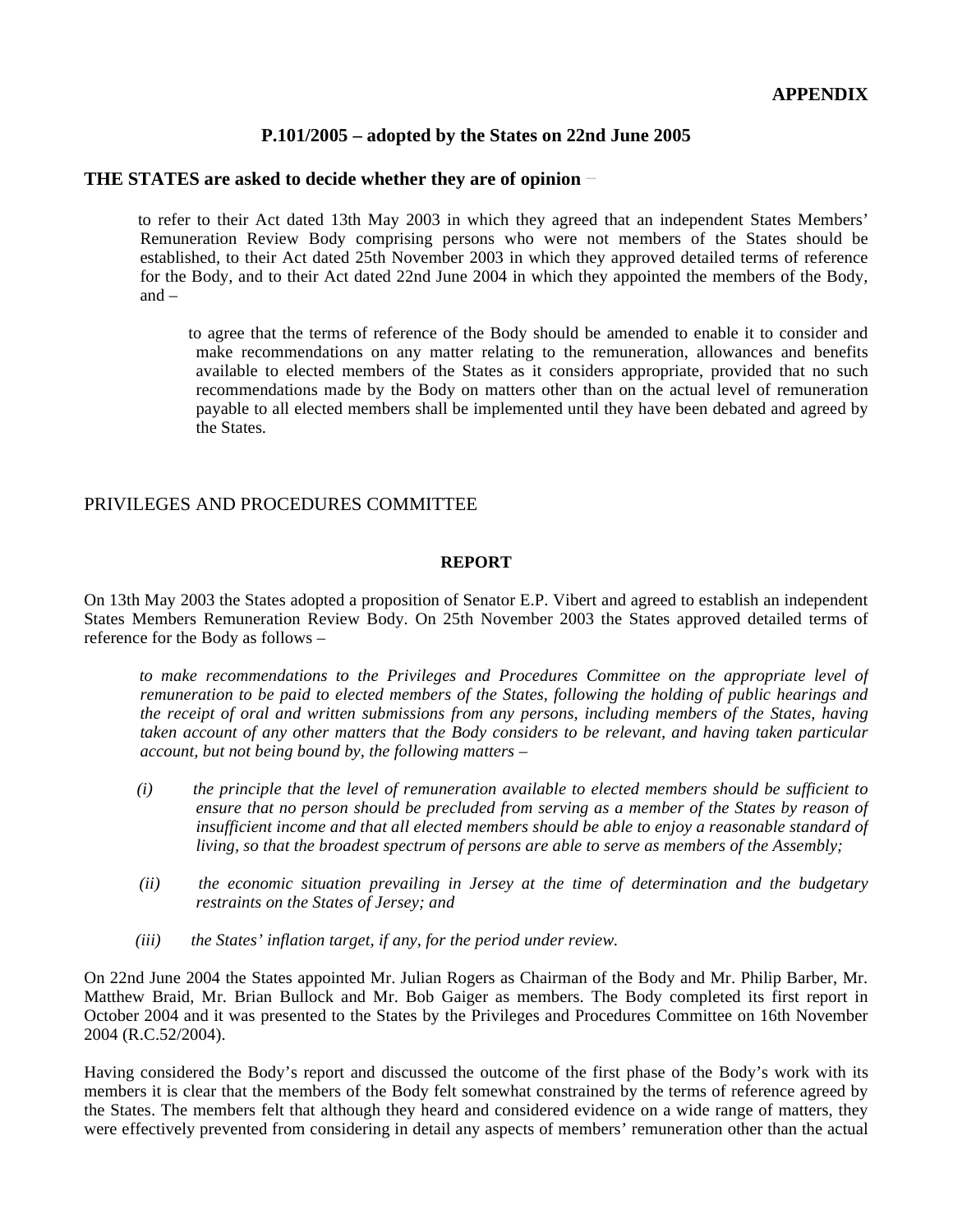**APPENDIX**

**P.101/2005 – adopted by the States on 22nd June 2005**

**THE STATES are asked to decide whether they are of opinion** −

to refer to their Act dated 13th May 2003 in which they agreed that an independent States Members' Remuneration Review Body comprising persons who were not members of the States should be established, to their Act dated 25th November 2003 in which they approved detailed terms of reference for the Body, and to their Act dated 22nd June 2004 in which they appointed the members of the Body, and –

> to agree that the terms of reference of the Body should be amended to enable it to consider and make recommendations on any matter relating to the remuneration, allowances and benefits available to elected members of the States as it considers appropriate, provided that no such recommendations made by the Body on matters other than on the actual level of remuneration payable to all elected members shall be implemented until they have been debated and agreed by the States.

PRIVILEGES AND PROCEDURES COMMITTEE

**REPORT**

On 13th May 2003 the States adopted a proposition of Senator E.P. Vibert and agreed to establish an independent States Members Remuneration Review Body. On 25th November 2003 the States approved detailed terms of reference for the Body as follows –

*to make recommendations to the Privileges and Procedures Committee on the appropriate level of remuneration to be paid to elected members of the States, following the holding of public hearings and the receipt of oral and written submissions from any persons, including members of the States, having taken account of any other matters that the Body considers to be relevant, and having taken particular account, but not being bound by, the following matters –*

*(i) the principle that the level of remuneration available to elected members should be sufficient to ensure that no person should be precluded from serving as a member of the States by reason of insufficient income and that all elected members should be able to enjoy a reasonable standard of living, so that the broadest spectrum of persons are able to serve as members of the Assembly;*

*(ii) the economic situation prevailing in Jersey at the time of determination and the budgetary restraints on the States of Jersey; and*

*(iii) the States' inflation target, if any, for the period under review.*

On 22nd June 2004 the States appointed Mr. Julian Rogers as Chairman of the Body and Mr. Philip Barber, Mr. Matthew Braid, Mr. Brian Bullock and Mr. Bob Gaiger as members. The Body completed its first report in October 2004 and it was presented to the States by the Privileges and Procedures Committee on 16th November 2004 (R.C.52/2004).

Having considered the Body's report and discussed the outcome of the first phase of the Body's work with its members it is clear that the members of the Body felt somewhat constrained by the terms of reference agreed by the States. The members felt that although they heard and considered evidence on a wide range of matters, they were effectively prevented from considering in detail any aspects of members' remuneration other than the actual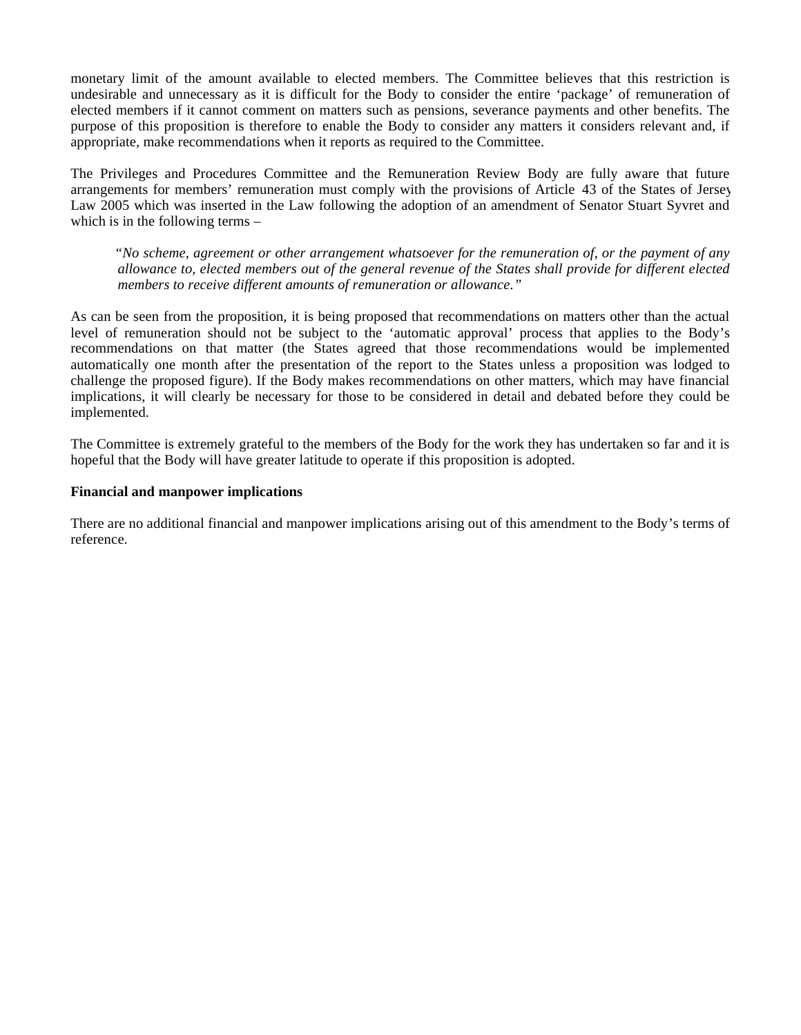monetary limit of the amount available to elected members. The Committee believes that this restriction is undesirable and unnecessary as it is difficult for the Body to consider the entire 'package' of remuneration of elected members if it cannot comment on matters such as pensions, severance payments and other benefits. The purpose of this proposition is therefore to enable the Body to consider any matters it considers relevant and, if appropriate, make recommendations when it reports as required to the Committee.

The Privileges and Procedures Committee and the Remuneration Review Body are fully aware that future arrangements for members' remuneration must comply with the provisions of Article 43 of the States of Jersey Law 2005 which was inserted in the Law following the adoption of an amendment of Senator Stuart Syvret and which is in the following terms –

> *"No scheme, agreement or other arrangement whatsoever for the remuneration of, or the payment of any allowance to, elected members out of the general revenue of the States shall provide for different elected members to receive different amounts of remuneration or allowance."*

As can be seen from the proposition, it is being proposed that recommendations on matters other than the actual level of remuneration should not be subject to the 'automatic approval' process that applies to the Body's recommendations on that matter (the States agreed that those recommendations would be implemented automatically one month after the presentation of the report to the States unless a proposition was lodged to challenge the proposed figure). If the Body makes recommendations on other matters, which may have financial implications, it will clearly be necessary for those to be considered in detail and debated before they could be implemented.

The Committee is extremely grateful to the members of the Body for the work they has undertaken so far and it is hopeful that the Body will have greater latitude to operate if this proposition is adopted.

**Financial and manpower implications**

There are no additional financial and manpower implications arising out of this amendment to the Body's terms of reference.